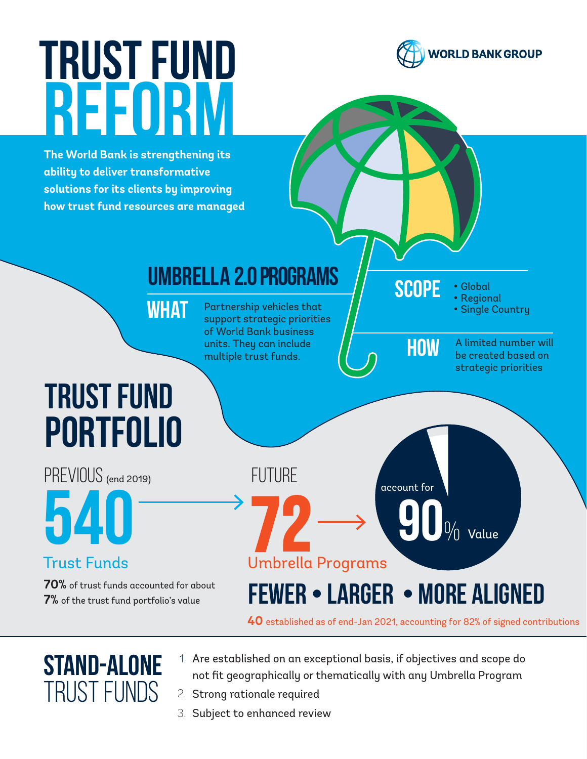# TRUST FUND REFORM

WORLD BANK GROUP

**The World Bank is strengthening its ability to deliver transformative solutions for its clients by improving how trust fund resources are managed**

## UMBRELLA 2.0 PROGRAMS

**WHAT**

Partnership vehicles that support strategic priorities of World Bank business units. They can include multiple trust funds.

**SCOPE**

- Global
- Regional
- Single Country

**HOW**

A limited number will be created based on strategic priorities

## TRUST FUND PORTFOLIO

PREVIOUS (end 2019)

**540** Trust Funds

**70%** of trust funds accounted for about **7%** of the trust fund portfolio's value

FUTURE

**72** Umbrella Programs

account for **90%** Value

**FEWER • LARGER • MORE ALIGNED**

**40** established as of end-Jan 2021, accounting for 82% of signed contributions

## STAND-ALONE TRUST FUNDS

1. Are established on an exceptional basis, if objectives and scope do not fit geographically or thematically with any Umbrella Program
2. Strong rationale required
3. Subject to enhanced review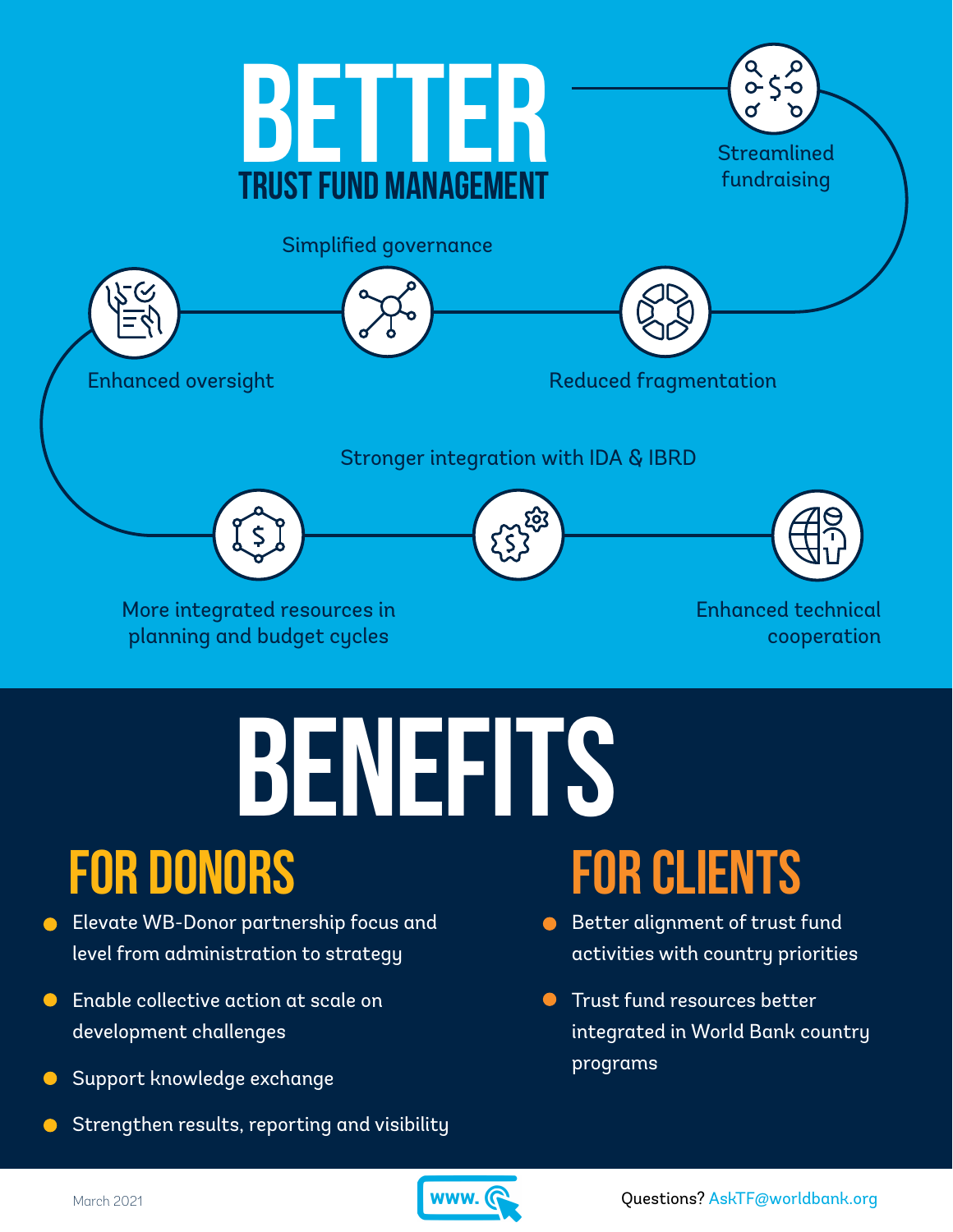# BETTER

## TRUST FUND MANAGEMENT

Streamlined fundraising

Simplified governance

Enhanced oversight

Reduced fragmentation

Stronger integration with IDA & IBRD

More integrated resources in planning and budget cycles

Enhanced technical cooperation

# BENEFITS

## FOR DONORS

- Elevate WB-Donor partnership focus and level from administration to strategy
- Enable collective action at scale on development challenges
- Support knowledge exchange
- Strengthen results, reporting and visibility

## FOR CLIENTS

- Better alignment of trust fund activities with country priorities
- Trust fund resources better integrated in World Bank country programs

March 2021

Questions? AskTF@worldbank.org